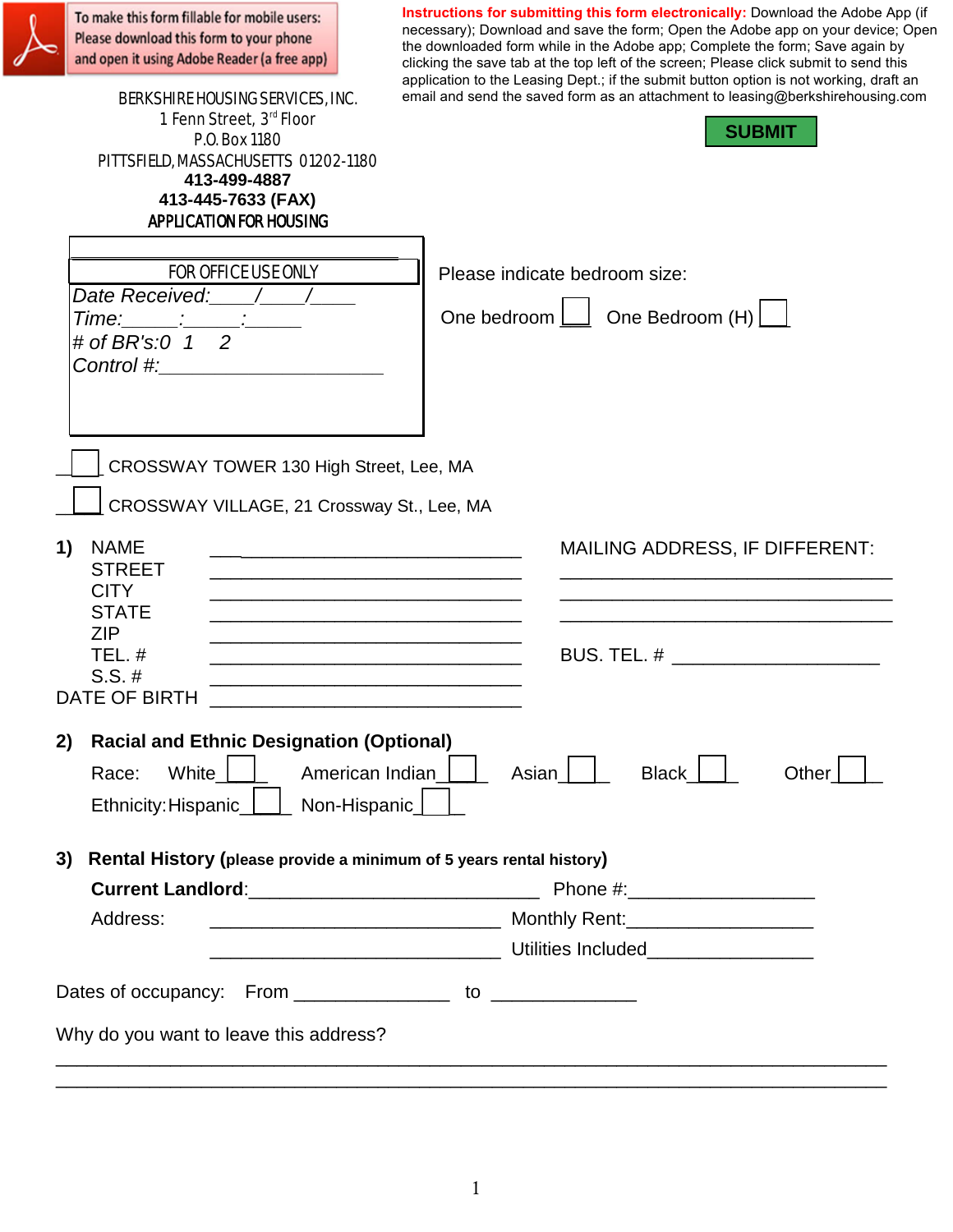To make this form fillable for mobile users: Please download this form to your phone and open it using Adobe Reader (a free app)

**Instructions for submitting this form electronically:** Download the Adobe App (if necessary); Download and save the form; Open the Adobe app on your device; Open the downloaded form while in the Adobe app; Complete the form; Save again by clicking the save tab at the top left of the screen; Please click submit to send this application to the Leasing Dept.; if the submit button option is not working, draft an email and send the saved form as an attachment to leasing@berkshirehousing.com

**SUBMIT**

BERKSHIRE HOUSING SERVICES, INC.
1 Fenn Street, 3rd Floor
P.O. Box 1180
PITTSFIELD, MASSACHUSETTS 01202-1180
**413-499-4887**
**413-445-7633 (FAX)**

# APPLICATION FOR HOUSING

| FOR OFFICE USE ONLY |
|---|
| *Date Received:\_\_\_\_/\_\_\_\_/\_\_\_\_* |
| *Time:\_\_\_\_\_\_:\_\_\_\_\_\_:\_\_\_\_\_\_* |
| *# of BR's:0 1 2* |
| *Control #:\_\_\_\_\_\_\_\_\_\_\_\_\_\_\_\_\_\_\_\_\_\_* |

Please indicate bedroom size:

One bedroom ☐ One Bedroom (H) ☐

☐ CROSSWAY TOWER 130 High Street, Lee, MA

☐ CROSSWAY VILLAGE, 21 Crossway St., Lee, MA

**1)** NAME \_\_\_\_\_\_\_\_\_\_\_\_\_\_\_\_\_\_\_\_\_\_\_\_\_\_\_\_\_\_\_\_
STREET \_\_\_\_\_\_\_\_\_\_\_\_\_\_\_\_\_\_\_\_\_\_\_\_\_\_\_\_\_\_\_\_
CITY \_\_\_\_\_\_\_\_\_\_\_\_\_\_\_\_\_\_\_\_\_\_\_\_\_\_\_\_\_\_\_\_
STATE \_\_\_\_\_\_\_\_\_\_\_\_\_\_\_\_\_\_\_\_\_\_\_\_\_\_\_\_\_\_\_\_
ZIP \_\_\_\_\_\_\_\_\_\_\_\_\_\_\_\_\_\_\_\_\_\_\_\_\_\_\_\_\_\_\_\_
TEL. # \_\_\_\_\_\_\_\_\_\_\_\_\_\_\_\_\_\_\_\_\_\_\_\_\_\_\_\_\_\_\_\_
S.S. # \_\_\_\_\_\_\_\_\_\_\_\_\_\_\_\_\_\_\_\_\_\_\_\_\_\_\_\_\_\_\_\_
DATE OF BIRTH \_\_\_\_\_\_\_\_\_\_\_\_\_\_\_\_\_\_\_\_\_\_\_\_\_\_\_\_\_\_\_\_

MAILING ADDRESS, IF DIFFERENT:
\_\_\_\_\_\_\_\_\_\_\_\_\_\_\_\_\_\_\_\_\_\_\_\_\_\_\_\_\_\_\_\_
\_\_\_\_\_\_\_\_\_\_\_\_\_\_\_\_\_\_\_\_\_\_\_\_\_\_\_\_\_\_\_\_
\_\_\_\_\_\_\_\_\_\_\_\_\_\_\_\_\_\_\_\_\_\_\_\_\_\_\_\_\_\_\_\_

BUS. TEL. # \_\_\_\_\_\_\_\_\_\_\_\_\_\_\_\_\_\_\_\_\_\_

**2) Racial and Ethnic Designation (Optional)**

Race: White ☐ American Indian ☐ Asian ☐ Black ☐ Other ☐

Ethnicity: Hispanic ☐ Non-Hispanic ☐

**3) Rental History (please provide a minimum of 5 years rental history)**

**Current Landlord**:\_\_\_\_\_\_\_\_\_\_\_\_\_\_\_\_\_\_\_\_\_\_\_\_\_\_\_\_\_\_ Phone #:\_\_\_\_\_\_\_\_\_\_\_\_\_\_\_\_\_\_

Address: \_\_\_\_\_\_\_\_\_\_\_\_\_\_\_\_\_\_\_\_\_\_\_\_\_\_\_\_\_\_ Monthly Rent:\_\_\_\_\_\_\_\_\_\_\_\_\_\_\_\_\_\_

\_\_\_\_\_\_\_\_\_\_\_\_\_\_\_\_\_\_\_\_\_\_\_\_\_\_\_\_\_\_ Utilities Included\_\_\_\_\_\_\_\_\_\_\_\_\_\_\_\_

Dates of occupancy: From \_\_\_\_\_\_\_\_\_\_\_\_\_\_\_ to \_\_\_\_\_\_\_\_\_\_\_\_\_\_

Why do you want to leave this address?

\_\_\_\_\_\_\_\_\_\_\_\_\_\_\_\_\_\_\_\_\_\_\_\_\_\_\_\_\_\_\_\_\_\_\_\_\_\_\_\_\_\_\_\_\_\_\_\_\_\_\_\_\_\_\_\_\_\_\_\_\_\_\_\_\_\_\_\_\_\_
\_\_\_\_\_\_\_\_\_\_\_\_\_\_\_\_\_\_\_\_\_\_\_\_\_\_\_\_\_\_\_\_\_\_\_\_\_\_\_\_\_\_\_\_\_\_\_\_\_\_\_\_\_\_\_\_\_\_\_\_\_\_\_\_\_\_\_\_\_\_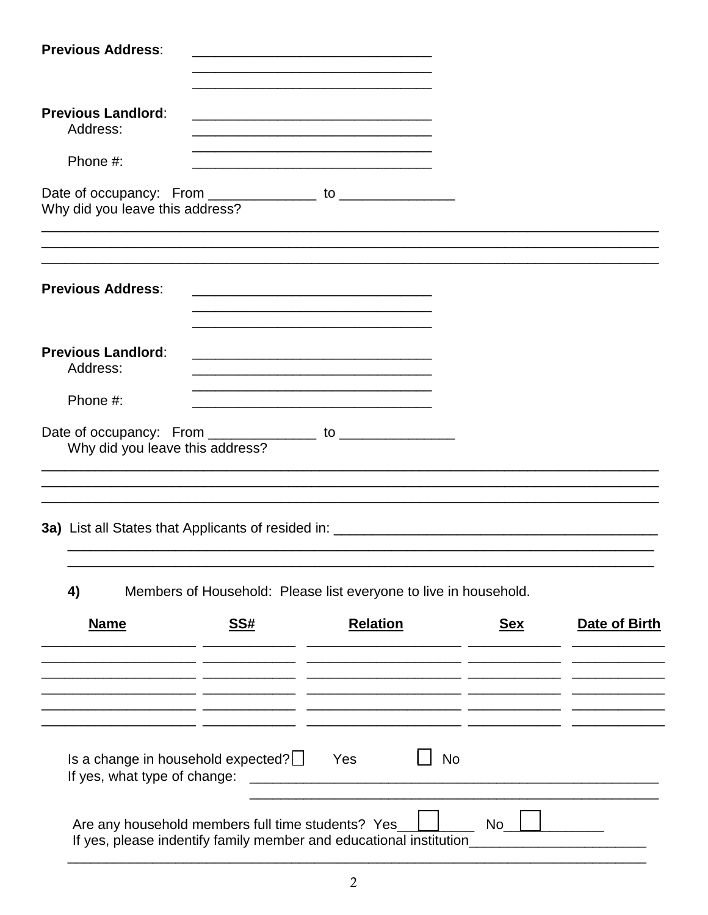**Previous Address**: _______________________________
_______________________________
_______________________________

**Previous Landlord**: _______________________________
Address: _______________________________
_______________________________
Phone #: _______________________________

Date of occupancy: From ______________ to _______________
Why did you leave this address?
_______________________________________________________________________________
_______________________________________________________________________________
_______________________________________________________________________________

**Previous Address**: _______________________________
_______________________________
_______________________________

**Previous Landlord**: _______________________________
Address: _______________________________
_______________________________
Phone #: _______________________________

Date of occupancy: From ______________ to _______________
Why did you leave this address?
_______________________________________________________________________________
_______________________________________________________________________________
_______________________________________________________________________________

**3a)** List all States that Applicants of resided in: __________________________________________
_______________________________________________________________________________
_______________________________________________________________________________

**4)** Members of Household: Please list everyone to live in household.

| **Name** | **SS#** | **Relation** | **Sex** | **Date of Birth** |
|---|---|---|---|---|
| | | | | |
| | | | | |
| | | | | |
| | | | | |
| | | | | |
| | | | | |

Is a change in household expected? ☐ Yes ☐ No
If yes, what type of change: _______________________________________________________
_______________________________________________________

Are any household members full time students? Yes ☐ No ☐
If yes, please indentify family member and educational institution______________________
_______________________________________________________________________________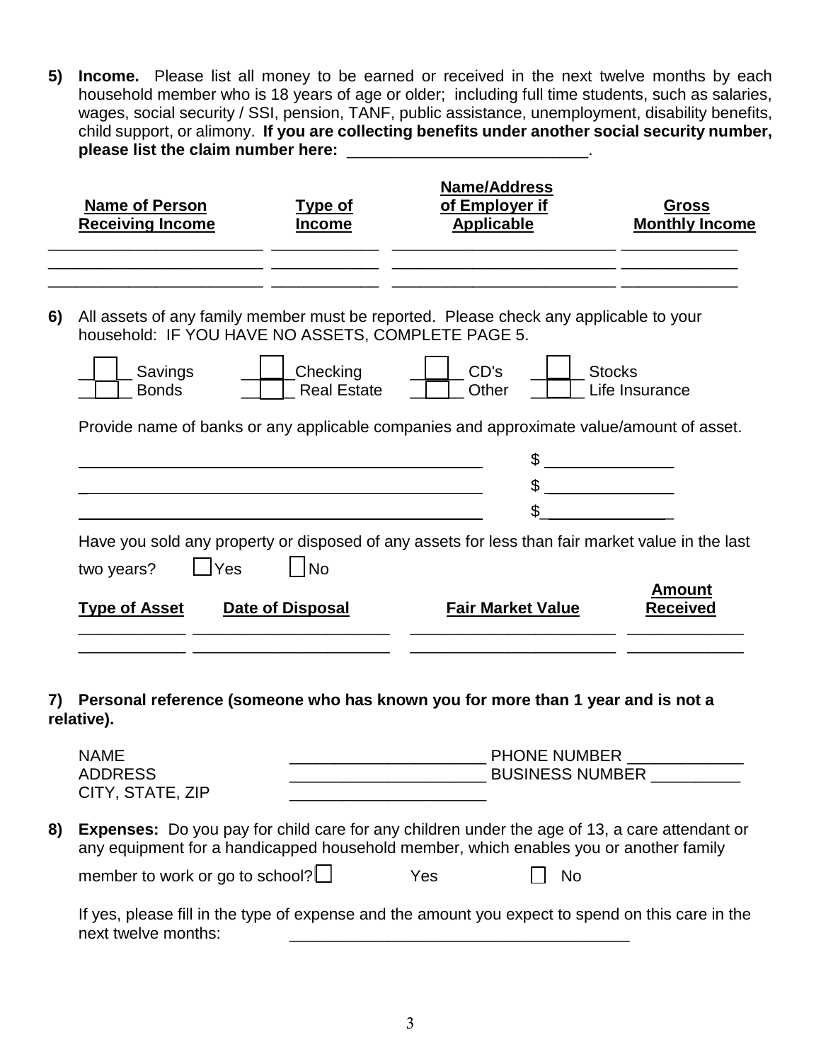**5) Income.** Please list all money to be earned or received in the next twelve months by each household member who is 18 years of age or older; including full time students, such as salaries, wages, social security / SSI, pension, TANF, public assistance, unemployment, disability benefits, child support, or alimony. **If you are collecting benefits under another social security number, please list the claim number here:** ___________________________.

| Name of Person Receiving Income | Type of Income | Name/Address of Employer if Applicable | Gross Monthly Income |
|---|---|---|---|
| | | | |
| | | | |
| | | | |

**6)** All assets of any family member must be reported. Please check any applicable to your household: IF YOU HAVE NO ASSETS, COMPLETE PAGE 5.

☐ Savings ☐ Checking ☐ CD's ☐ Stocks
☐ Bonds ☐ Real Estate ☐ Other ☐ Life Insurance

Provide name of banks or any applicable companies and approximate value/amount of asset.

_______________________________________________ $ ______________

_______________________________________________ $ ______________

_______________________________________________ $ ______________

Have you sold any property or disposed of any assets for less than fair market value in the last two years? ☐ Yes ☐ No

| Type of Asset | Date of Disposal | Fair Market Value | Amount Received |
|---|---|---|---|
| | | | |
| | | | |

**7) Personal reference (someone who has known you for more than 1 year and is not a relative).**

NAME ______________________ PHONE NUMBER _____________
ADDRESS ______________________ BUSINESS NUMBER __________
CITY, STATE, ZIP ______________________

**8) Expenses:** Do you pay for child care for any children under the age of 13, a care attendant or any equipment for a handicapped household member, which enables you or another family member to work or go to school? ☐ Yes ☐ No

If yes, please fill in the type of expense and the amount you expect to spend on this care in the next twelve months: ______________________________________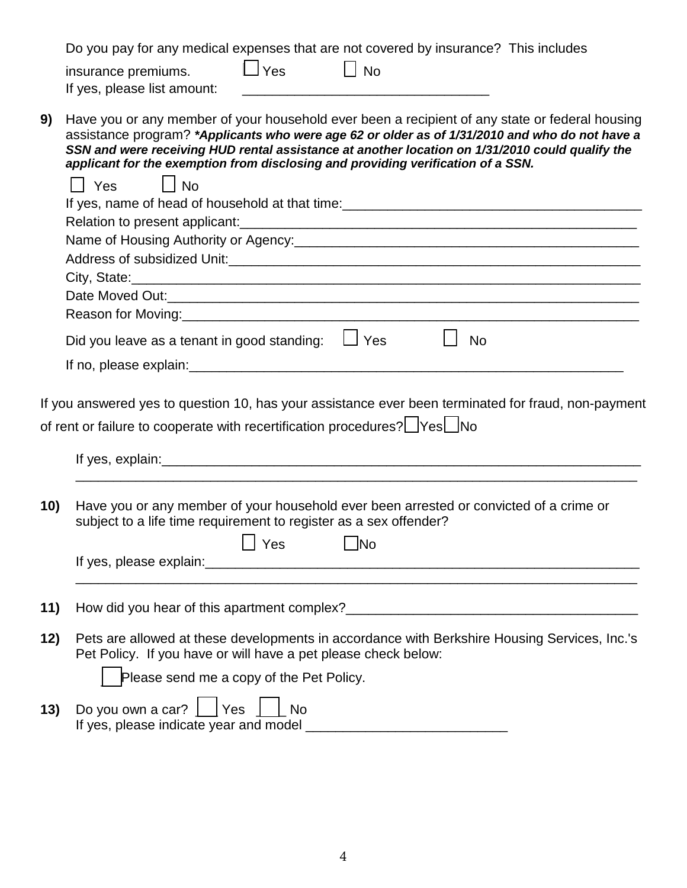Do you pay for any medical expenses that are not covered by insurance? This includes insurance premiums. ☐ Yes ☐ No

If yes, please list amount: ________________________________

**9)** Have you or any member of your household ever been a recipient of any state or federal housing assistance program? ***\*Applicants who were age 62 or older as of 1/31/2010 and who do not have a SSN and were receiving HUD rental assistance at another location on 1/31/2010 could qualify the applicant for the exemption from disclosing and providing verification of a SSN.***

☐ Yes ☐ No

If yes, name of head of household at that time:________________________________________

Relation to present applicant:________________________________________________________

Name of Housing Authority or Agency:_______________________________________________

Address of subsidized Unit:__________________________________________________________

City, State:________________________________________________________________________

Date Moved Out:___________________________________________________________________

Reason for Moving:________________________________________________________________

Did you leave as a tenant in good standing: ☐ Yes ☐ No

If no, please explain:_______________________________________________________________

If you answered yes to question 10, has your assistance ever been terminated for fraud, non-payment of rent or failure to cooperate with recertification procedures? ☐ Yes ☐ No

If yes, explain:_____________________________________________________________________

___________________________________________________________________________________

**10)** Have you or any member of your household ever been arrested or convicted of a crime or subject to a life time requirement to register as a sex offender?

☐ Yes ☐ No

If yes, please explain:_______________________________________________________________

___________________________________________________________________________________

**11)** How did you hear of this apartment complex?________________________________________

**12)** Pets are allowed at these developments in accordance with Berkshire Housing Services, Inc.'s Pet Policy. If you have or will have a pet please check below:

☐ Please send me a copy of the Pet Policy.

**13)** Do you own a car? ☐ Yes ☐ No

If yes, please indicate year and model __________________________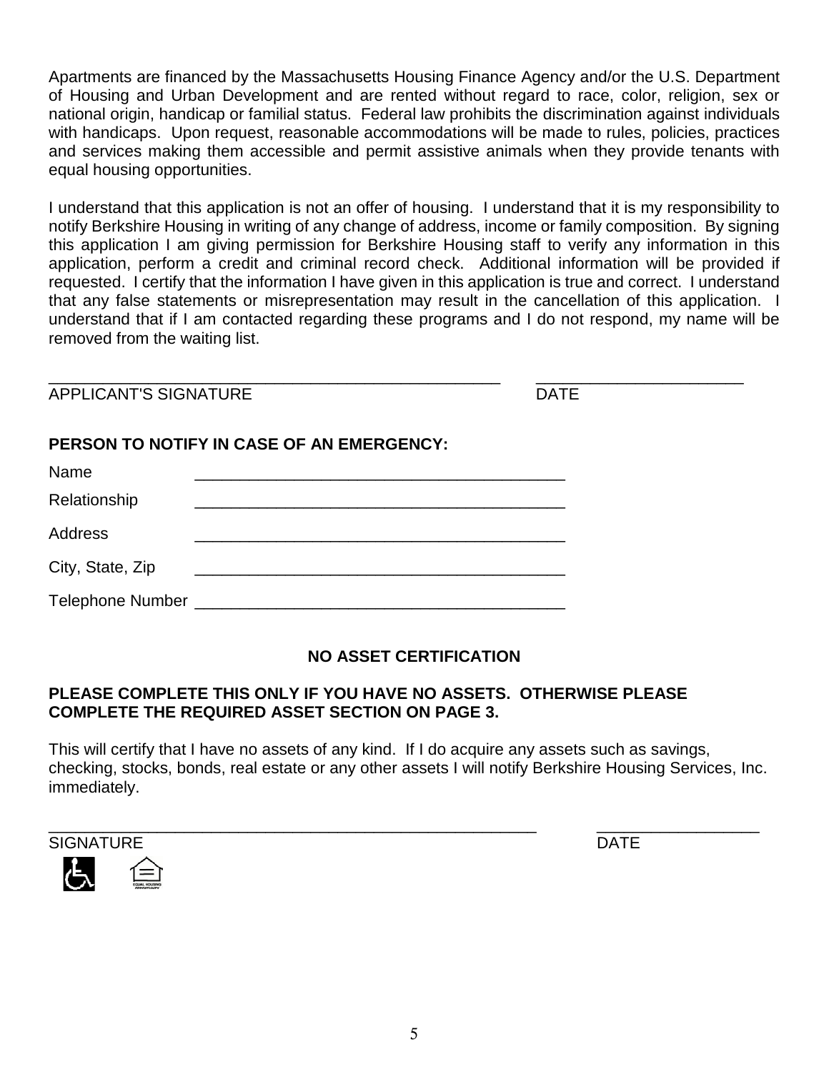Apartments are financed by the Massachusetts Housing Finance Agency and/or the U.S. Department of Housing and Urban Development and are rented without regard to race, color, religion, sex or national origin, handicap or familial status. Federal law prohibits the discrimination against individuals with handicaps. Upon request, reasonable accommodations will be made to rules, policies, practices and services making them accessible and permit assistive animals when they provide tenants with equal housing opportunities.

I understand that this application is not an offer of housing. I understand that it is my responsibility to notify Berkshire Housing in writing of any change of address, income or family composition. By signing this application I am giving permission for Berkshire Housing staff to verify any information in this application, perform a credit and criminal record check. Additional information will be provided if requested. I certify that the information I have given in this application is true and correct. I understand that any false statements or misrepresentation may result in the cancellation of this application. I understand that if I am contacted regarding these programs and I do not respond, my name will be removed from the waiting list.

_________________________________________________ ______________________

APPLICANT'S SIGNATURE DATE

**PERSON TO NOTIFY IN CASE OF AN EMERGENCY:**

Name ________________________________________

Relationship ________________________________________

Address ________________________________________

City, State, Zip ________________________________________

Telephone Number ________________________________________

**NO ASSET CERTIFICATION**

**PLEASE COMPLETE THIS ONLY IF YOU HAVE NO ASSETS. OTHERWISE PLEASE COMPLETE THE REQUIRED ASSET SECTION ON PAGE 3.**

This will certify that I have no assets of any kind. If I do acquire any assets such as savings, checking, stocks, bonds, real estate or any other assets I will notify Berkshire Housing Services, Inc. immediately.

_____________________________________________________ __________________

SIGNATURE DATE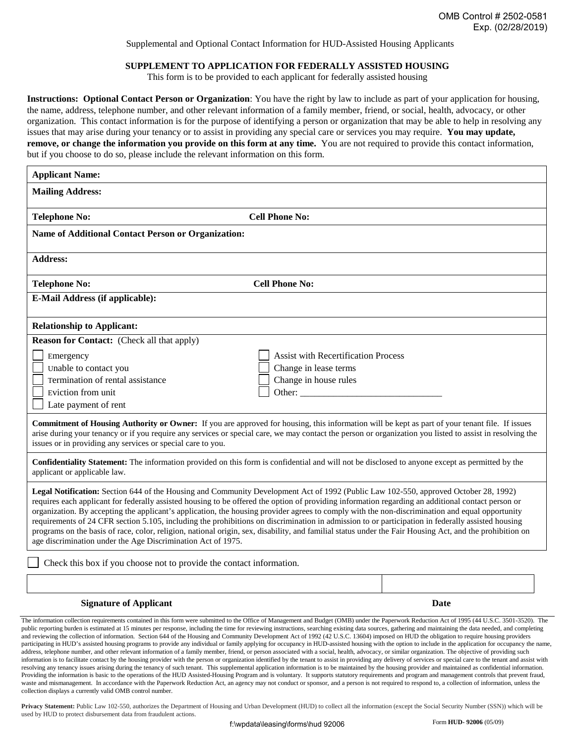OMB Control # 2502-0581
Exp. (02/28/2019)

Supplemental and Optional Contact Information for HUD-Assisted Housing Applicants

**SUPPLEMENT TO APPLICATION FOR FEDERALLY ASSISTED HOUSING**

This form is to be provided to each applicant for federally assisted housing

**Instructions: Optional Contact Person or Organization**: You have the right by law to include as part of your application for housing, the name, address, telephone number, and other relevant information of a family member, friend, or social, health, advocacy, or other organization. This contact information is for the purpose of identifying a person or organization that may be able to help in resolving any issues that may arise during your tenancy or to assist in providing any special care or services you may require. **You may update, remove, or change the information you provide on this form at any time.** You are not required to provide this contact information, but if you choose to do so, please include the relevant information on this form.

| | |
|---|---|
| **Applicant Name:** | |
| **Mailing Address:** | |
| **Telephone No:** | **Cell Phone No:** |
| **Name of Additional Contact Person or Organization:** | |
| **Address:** | |
| **Telephone No:** | **Cell Phone No:** |
| **E-Mail Address (if applicable):** | |
| **Relationship to Applicant:** | |

**Reason for Contact:** (Check all that apply)

- ☐ Emergency
- ☐ Unable to contact you
- ☐ Termination of rental assistance
- ☐ Eviction from unit
- ☐ Late payment of rent
- ☐ Assist with Recertification Process
- ☐ Change in lease terms
- ☐ Change in house rules
- ☐ Other: ______________________________

**Commitment of Housing Authority or Owner:** If you are approved for housing, this information will be kept as part of your tenant file. If issues arise during your tenancy or if you require any services or special care, we may contact the person or organization you listed to assist in resolving the issues or in providing any services or special care to you.

**Confidentiality Statement:** The information provided on this form is confidential and will not be disclosed to anyone except as permitted by the applicant or applicable law.

**Legal Notification:** Section 644 of the Housing and Community Development Act of 1992 (Public Law 102-550, approved October 28, 1992) requires each applicant for federally assisted housing to be offered the option of providing information regarding an additional contact person or organization. By accepting the applicant's application, the housing provider agrees to comply with the non-discrimination and equal opportunity requirements of 24 CFR section 5.105, including the prohibitions on discrimination in admission to or participation in federally assisted housing programs on the basis of race, color, religion, national origin, sex, disability, and familial status under the Fair Housing Act, and the prohibition on age discrimination under the Age Discrimination Act of 1975.

☐ Check this box if you choose not to provide the contact information.

| | |
|---|---|
| | |
| **Signature of Applicant** | **Date** |

The information collection requirements contained in this form were submitted to the Office of Management and Budget (OMB) under the Paperwork Reduction Act of 1995 (44 U.S.C. 3501-3520). The public reporting burden is estimated at 15 minutes per response, including the time for reviewing instructions, searching existing data sources, gathering and maintaining the data needed, and completing and reviewing the collection of information. Section 644 of the Housing and Community Development Act of 1992 (42 U.S.C. 13604) imposed on HUD the obligation to require housing providers participating in HUD's assisted housing programs to provide any individual or family applying for occupancy in HUD-assisted housing with the option to include in the application for occupancy the name, address, telephone number, and other relevant information of a family member, friend, or person associated with a social, health, advocacy, or similar organization. The objective of providing such information is to facilitate contact by the housing provider with the person or organization identified by the tenant to assist in providing any delivery of services or special care to the tenant and assist with resolving any tenancy issues arising during the tenancy of such tenant. This supplemental application information is to be maintained by the housing provider and maintained as confidential information. Providing the information is basic to the operations of the HUD Assisted-Housing Program and is voluntary. It supports statutory requirements and program and management controls that prevent fraud, waste and mismanagement. In accordance with the Paperwork Reduction Act, an agency may not conduct or sponsor, and a person is not required to respond to, a collection of information, unless the collection displays a currently valid OMB control number.

**Privacy Statement:** Public Law 102-550, authorizes the Department of Housing and Urban Development (HUD) to collect all the information (except the Social Security Number (SSN)) which will be used by HUD to protect disbursement data from fraudulent actions.

f:\wpdata\leasing\forms\hud 92006

Form **HUD- 92006** (05/09)